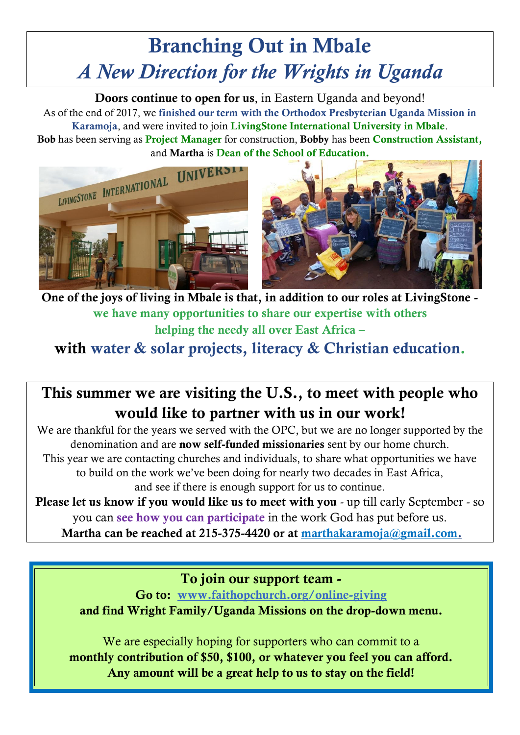# Branching Out in Mbale

## *A New Direction for the Wrights in Uganda*

**Doors continue to open for us**, in Eastern Uganda and beyond!

As of the end of 2017, we **finished our term with the Orthodox Presbyterian Uganda Mission in Karamoja**, and were invited to join **LivingStone International University in Mbale**.

**Bob** has been serving as **Project Manager** for construction, **Bobby** has been **Construction Assistant,** and **Martha** is **Dean of the School of Education.**

**One of the joys of living in Mbale is that, in addition to our roles at LivingStone - we have many opportunities to share our expertise with others helping the needy all over East Africa –**

### with water & solar projects, literacy & Christian education.

## This summer we are visiting the U.S., to meet with people who would like to partner with us in our work!

We are thankful for the years we served with the OPC, but we are no longer supported by the denomination and are **now self-funded missionaries** sent by our home church.

This year we are contacting churches and individuals, to share what opportunities we have to build on the work we've been doing for nearly two decades in East Africa, and see if there is enough support for us to continue.

**Please let us know if you would like us to meet with you** - up till early September - so you can **see how you can participate** in the work God has put before us.

**Martha can be reached at 215-375-4420 or at marthakaramoja@gmail.com.**

**To join our support team -**

**Go to: www.faithopchurch.org/online-giving**

**and find Wright Family/Uganda Missions on the drop-down menu.**

We are especially hoping for supporters who can commit to a **monthly contribution of $50, $100, or whatever you feel you can afford.**

**Any amount will be a great help to us to stay on the field!**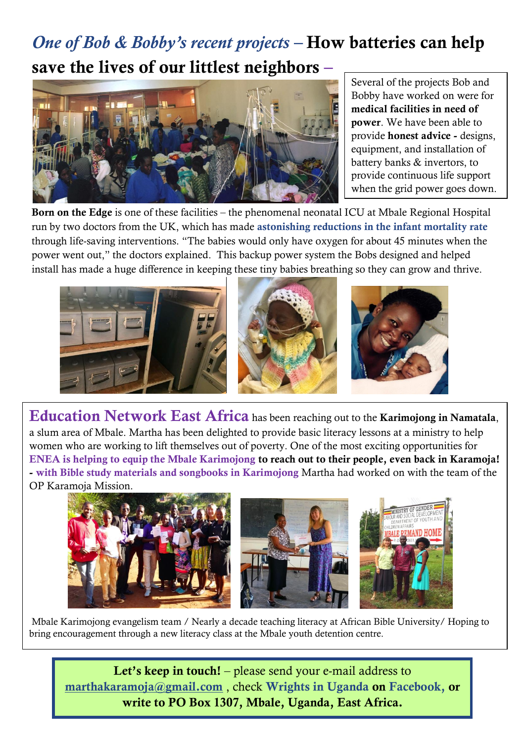## *One of Bob & Bobby's recent projects* – How batteries can help save the lives of our littlest neighbors –

Several of the projects Bob and Bobby have worked on were for **medical facilities in need of power**. We have been able to provide **honest advice -** designs, equipment, and installation of battery banks & invertors, to provide continuous life support when the grid power goes down.

**Born on the Edge** is one of these facilities – the phenomenal neonatal ICU at Mbale Regional Hospital run by two doctors from the UK, which has made **astonishing reductions in the infant mortality rate** through life-saving interventions. "The babies would only have oxygen for about 45 minutes when the power went out," the doctors explained. This backup power system the Bobs designed and helped install has made a huge difference in keeping these tiny babies breathing so they can grow and thrive.

**Education Network East Africa** has been reaching out to the **Karimojong in Namatala**, a slum area of Mbale. Martha has been delighted to provide basic literacy lessons at a ministry to help women who are working to lift themselves out of poverty. One of the most exciting opportunities for **ENEA is helping to equip the Mbale Karimojong to reach out to their people, even back in Karamoja! - with Bible study materials and songbooks in Karimojong** Martha had worked on with the team of the OP Karamoja Mission.

Mbale Karimojong evangelism team / Nearly a decade teaching literacy at African Bible University/ Hoping to bring encouragement through a new literacy class at the Mbale youth detention centre.

**Let's keep in touch!** – please send your e-mail address to marthakaramoja@gmail.com , check **Wrights in Uganda on Facebook, or write to PO Box 1307, Mbale, Uganda, East Africa.**